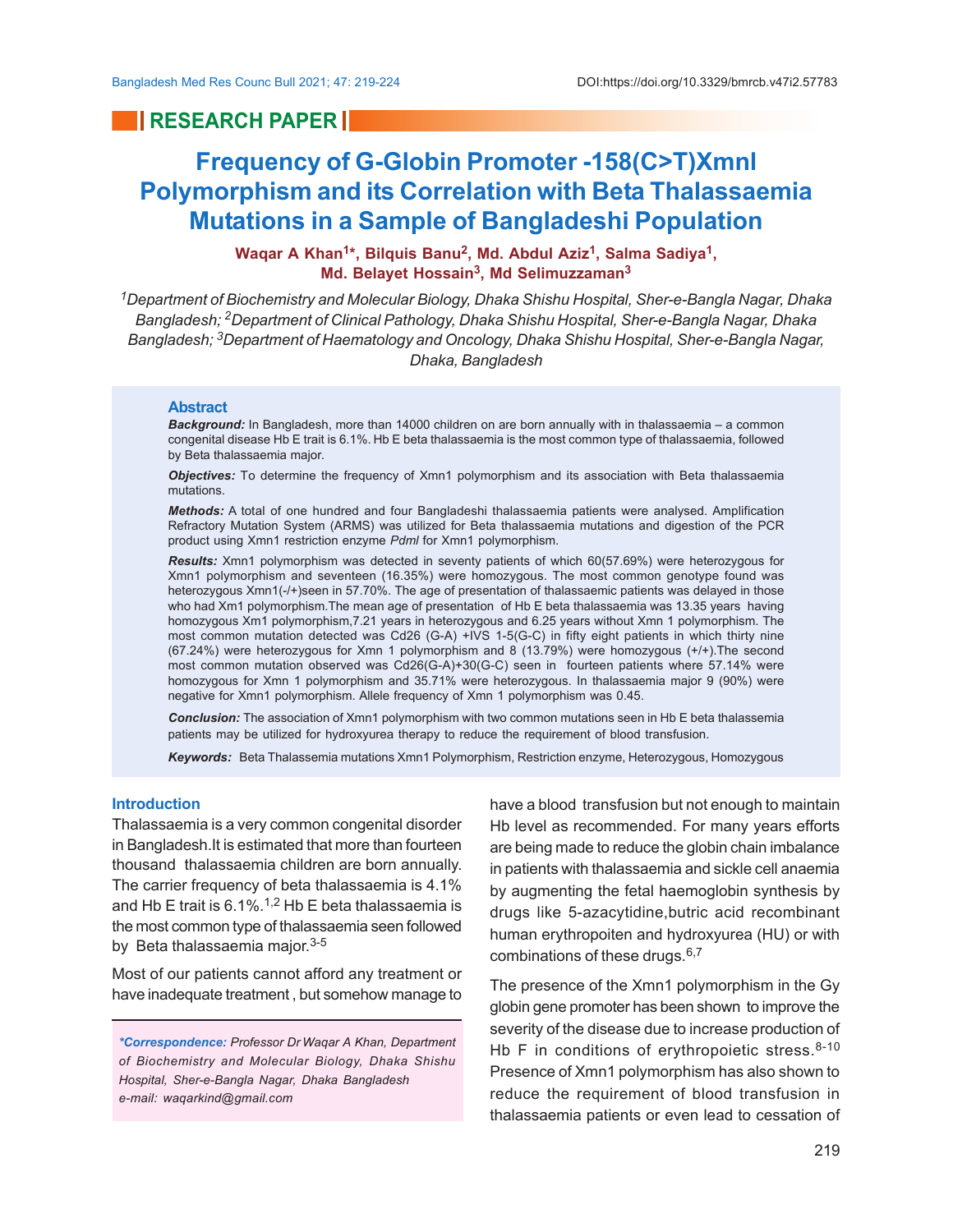RESEARCH PAPER

# Frequency of G-Globin Promoter -158(C>T)XmnI Polymorphism and its Correlation with Beta Thalassaemia Mutations in a Sample of Bangladeshi Population

**Waqar A Khan[1]*, Bilquis Banu[2], Md. Abdul Aziz[1], Salma Sadiya[1], Md. Belayet Hossain[3], Md Selimuzzaman[3]**

*[1]Department of Biochemistry and Molecular Biology, Dhaka Shishu Hospital, Sher-e-Bangla Nagar, Dhaka Bangladesh; [2]Department of Clinical Pathology, Dhaka Shishu Hospital, Sher-e-Bangla Nagar, Dhaka Bangladesh; [3]Department of Haematology and Oncology, Dhaka Shishu Hospital, Sher-e-Bangla Nagar, Dhaka, Bangladesh*

## Abstract

***Background:*** In Bangladesh, more than 14000 children on are born annually with in thalassaemia – a common congenital disease Hb E trait is 6.1%. Hb E beta thalassaemia is the most common type of thalassaemia, followed by Beta thalassaemia major.

***Objectives:*** To determine the frequency of Xmn1 polymorphism and its association with Beta thalassaemia mutations.

***Methods:*** A total of one hundred and four Bangladeshi thalassaemia patients were analysed. Amplification Refractory Mutation System (ARMS) was utilized for Beta thalassaemia mutations and digestion of the PCR product using Xmn1 restriction enzyme *PdmI* for Xmn1 polymorphism.

***Results:*** Xmn1 polymorphism was detected in seventy patients of which 60(57.69%) were heterozygous for Xmn1 polymorphism and seventeen (16.35%) were homozygous. The most common genotype found was heterozygous Xmn1(-/+)seen in 57.70%. The age of presentation of thalassaemic patients was delayed in those who had Xm1 polymorphism.The mean age of presentation of Hb E beta thalassaemia was 13.35 years having homozygous Xm1 polymorphism,7.21 years in heterozygous and 6.25 years without Xmn 1 polymorphism. The most common mutation detected was Cd26 (G-A) +IVS 1-5(G-C) in fifty eight patients in which thirty nine (67.24%) were heterozygous for Xmn 1 polymorphism and 8 (13.79%) were homozygous (+/+).The second most common mutation observed was Cd26(G-A)+30(G-C) seen in fourteen patients where 57.14% were homozygous for Xmn 1 polymorphism and 35.71% were heterozygous. In thalassaemia major 9 (90%) were negative for Xmn1 polymorphism. Allele frequency of Xmn 1 polymorphism was 0.45.

***Conclusion:*** The association of Xmn1 polymorphism with two common mutations seen in Hb E beta thalassemia patients may be utilized for hydroxyurea therapy to reduce the requirement of blood transfusion.

***Keywords:*** Beta Thalassemia mutations Xmn1 Polymorphism, Restriction enzyme, Heterozygous, Homozygous

## Introduction

Thalassaemia is a very common congenital disorder in Bangladesh.It is estimated that more than fourteen thousand thalassaemia children are born annually. The carrier frequency of beta thalassaemia is 4.1% and Hb E trait is 6.1%.[1,2] Hb E beta thalassaemia is the most common type of thalassaemia seen followed by Beta thalassaemia major.[3-5]

Most of our patients cannot afford any treatment or have inadequate treatment , but somehow manage to have a blood transfusion but not enough to maintain Hb level as recommended. For many years efforts are being made to reduce the globin chain imbalance in patients with thalassaemia and sickle cell anaemia by augmenting the fetal haemoglobin synthesis by drugs like 5-azacytidine,butric acid recombinant human erythropoiten and hydroxyurea (HU) or with combinations of these drugs.[6,7]

The presence of the Xmn1 polymorphism in the Gy globin gene promoter has been shown to improve the severity of the disease due to increase production of Hb F in conditions of erythropoietic stress.[8-10] Presence of Xmn1 polymorphism has also shown to reduce the requirement of blood transfusion in thalassaemia patients or even lead to cessation of

*\*Correspondence: Professor Dr Waqar A Khan, Department of Biochemistry and Molecular Biology, Dhaka Shishu Hospital, Sher-e-Bangla Nagar, Dhaka Bangladesh e-mail: waqarkind@gmail.com*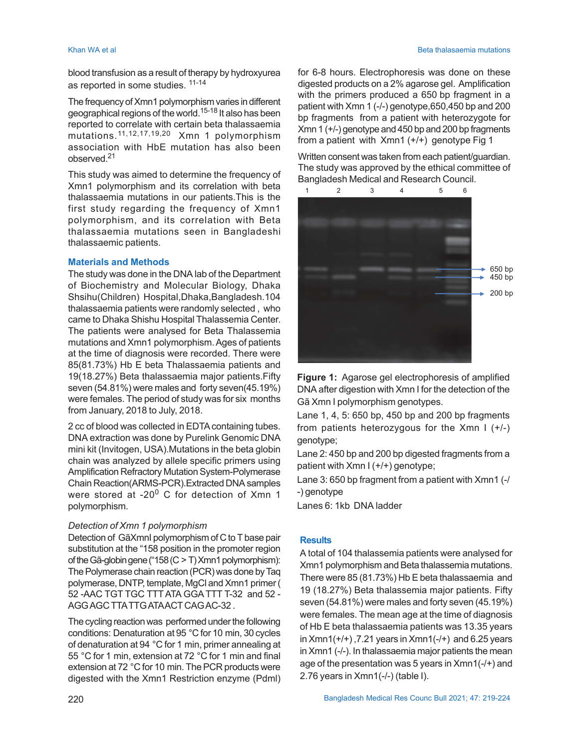blood transfusion as a result of therapy by hydroxyurea as reported in some studies. [11-14]

The frequency of Xmn1 polymorphism varies in different geographical regions of the world.[15-18] It also has been reported to correlate with certain beta thalassaemia mutations.[11,12,17,19,20] Xmn 1 polymorphism association with HbE mutation has also been observed.[21]

This study was aimed to determine the frequency of Xmn1 polymorphism and its correlation with beta thalassaemia mutations in our patients.This is the first study regarding the frequency of Xmn1 polymorphism, and its correlation with Beta thalassaemia mutations seen in Bangladeshi thalassaemic patients.

## Materials and Methods

The study was done in the DNA lab of the Department of Biochemistry and Molecular Biology, Dhaka Shsihu(Children) Hospital,Dhaka,Bangladesh.104 thalassaemia patients were randomly selected , who came to Dhaka Shishu Hospital Thalassemia Center. The patients were analysed for Beta Thalassemia mutations and Xmn1 polymorphism. Ages of patients at the time of diagnosis were recorded. There were 85(81.73%) Hb E beta Thalassaemia patients and 19(18.27%) Beta thalassaemia major patients.Fifty seven (54.81%) were males and forty seven(45.19%) were females. The period of study was for six months from January, 2018 to July, 2018.

2 cc of blood was collected in EDTA containing tubes. DNA extraction was done by Purelink Genomic DNA mini kit (Invitogen, USA).Mutations in the beta globin chain was analyzed by allele specific primers using Amplification Refractory Mutation System-Polymerase Chain Reaction(ARMS-PCR).Extracted DNA samples were stored at -20$^{0}$ C for detection of Xmn 1 polymorphism.

*Detection of Xmn 1 polymorphism*

Detection of GãXmnI polymorphism of C to T base pair substitution at the "158 position in the promoter region of the Gã-globin gene ("158 (C > T) Xmn1 polymorphism): The Polymerase chain reaction (PCR) was done by Taq polymerase, DNTP, template, MgCl and Xmn1 primer ( 52 -AAC TGT TGC TTT ATA GGA TTT T-32 and 52 -AGG AGC TTA TTG ATA ACT CAG AC-32 .

The cycling reaction was performed under the following conditions: Denaturation at 95 °C for 10 min, 30 cycles of denaturation at 94 °C for 1 min, primer annealing at 55 °C for 1 min, extension at 72 °C for 1 min and final extension at 72 °C for 10 min. The PCR products were digested with the Xmn1 Restriction enzyme (Pdml) for 6-8 hours. Electrophoresis was done on these digested products on a 2% agarose gel. Amplification with the primers produced a 650 bp fragment in a patient with Xmn 1 (-/-) genotype,650,450 bp and 200 bp fragments from a patient with heterozygote for Xmn 1 (+/-) genotype and 450 bp and 200 bp fragments from a patient with Xmn1 (+/+) genotype Fig 1

Written consent was taken from each patient/guardian. The study was approved by the ethical committee of Bangladesh Medical and Research Council.

**Figure 1:** Agarose gel electrophoresis of amplified DNA after digestion with Xmn I for the detection of the Gã Xmn I polymorphism genotypes.

Lane 1, 4, 5: 650 bp, 450 bp and 200 bp fragments from patients heterozygous for the Xmn I (+/-) genotype;

Lane 2: 450 bp and 200 bp digested fragments from a patient with Xmn I (+/+) genotype;

Lane 3: 650 bp fragment from a patient with Xmn1 (-/-) genotype

Lanes 6: 1kb DNA ladder

## Results

A total of 104 thalassemia patients were analysed for Xmn1 polymorphism and Beta thalassemia mutations. There were 85 (81.73%) Hb E beta thalassaemia and 19 (18.27%) Beta thalassaemia major patients. Fifty seven (54.81%) were males and forty seven (45.19%) were females. The mean age at the time of diagnosis of Hb E beta thalassaemia patients was 13.35 years in Xmn1(+/+) ,7.21 years in Xmn1(-/+) and 6.25 years in Xmn1 (-/-). In thalassaemia major patients the mean age of the presentation was 5 years in Xmn1(-/+) and 2.76 years in Xmn1(-/-) (table I).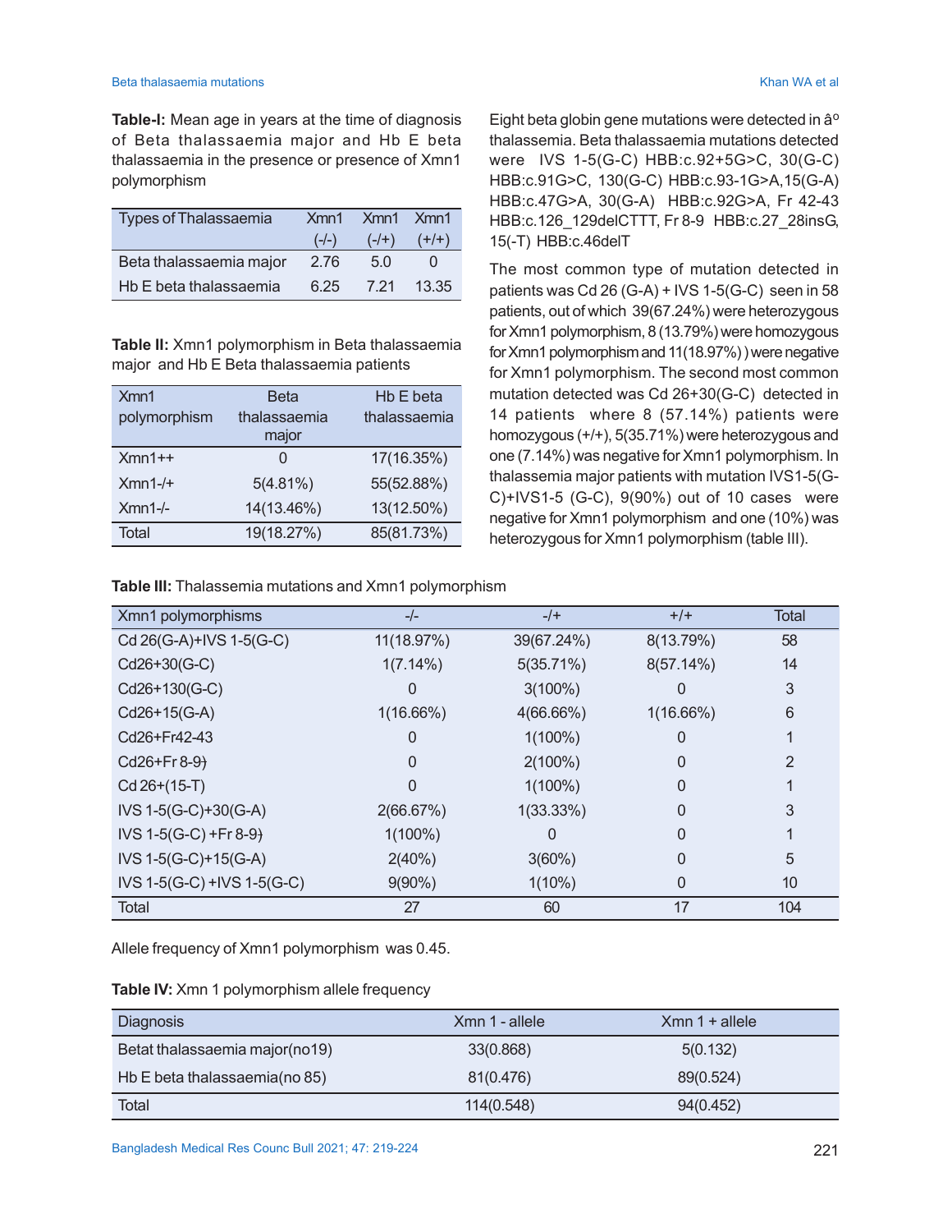**Table-I:** Mean age in years at the time of diagnosis of Beta thalassaemia major and Hb E beta thalassaemia in the presence or presence of Xmn1 polymorphism

| Types of Thalassaemia | Xmn1 (-/-) | Xmn1 (-/+) | Xmn1 (+/+) |
|---|---|---|---|
| Beta thalassaemia major | 2.76 | 5.0 | 0 |
| Hb E beta thalassaemia | 6.25 | 7.21 | 13.35 |

**Table II:** Xmn1 polymorphism in Beta thalassaemia major and Hb E Beta thalassaemia patients

| Xmn1 polymorphism | Beta thalassaemia major | Hb E beta thalassaemia |
|---|---|---|
| Xmn1++ | 0 | 17(16.35%) |
| Xmn1-/+ | 5(4.81%) | 55(52.88%) |
| Xmn1-/- | 14(13.46%) | 13(12.50%) |
| Total | 19(18.27%) | 85(81.73%) |

Eight beta globin gene mutations were detected in â° thalassemia. Beta thalassaemia mutations detected were IVS 1-5(G-C) HBB:c.92+5G>C, 30(G-C) HBB:c.91G>C, 130(G-C) HBB:c.93-1G>A,15(G-A) HBB:c.47G>A, 30(G-A) HBB:c.92G>A, Fr 42-43 HBB:c.126_129delCTTT, Fr 8-9 HBB:c.27_28insG, 15(-T) HBB:c.46delT

The most common type of mutation detected in patients was Cd 26 (G-A) + IVS 1-5(G-C) seen in 58 patients, out of which 39(67.24%) were heterozygous for Xmn1 polymorphism, 8 (13.79%) were homozygous for Xmn1 polymorphism and 11(18.97%) ) were negative for Xmn1 polymorphism. The second most common mutation detected was Cd 26+30(G-C) detected in 14 patients where 8 (57.14%) patients were homozygous (+/+), 5(35.71%) were heterozygous and one (7.14%) was negative for Xmn1 polymorphism. In thalassemia major patients with mutation IVS1-5(G-C)+IVS1-5 (G-C), 9(90%) out of 10 cases were negative for Xmn1 polymorphism and one (10%) was heterozygous for Xmn1 polymorphism (table III).

**Table III:** Thalassemia mutations and Xmn1 polymorphism

| Xmn1 polymorphisms | -/- | -/+ | +/+ | Total |
|---|---|---|---|---|
| Cd 26(G-A)+IVS 1-5(G-C) | 11(18.97%) | 39(67.24%) | 8(13.79%) | 58 |
| Cd26+30(G-C) | 1(7.14%) | 5(35.71%) | 8(57.14%) | 14 |
| Cd26+130(G-C) | 0 | 3(100%) | 0 | 3 |
| Cd26+15(G-A) | 1(16.66%) | 4(66.66%) | 1(16.66%) | 6 |
| Cd26+Fr42-43 | 0 | 1(100%) | 0 | 1 |
| Cd26+Fr 8-9) | 0 | 2(100%) | 0 | 2 |
| Cd 26+(15-T) | 0 | 1(100%) | 0 | 1 |
| IVS 1-5(G-C)+30(G-A) | 2(66.67%) | 1(33.33%) | 0 | 3 |
| IVS 1-5(G-C) +Fr 8-9) | 1(100%) | 0 | 0 | 1 |
| IVS 1-5(G-C)+15(G-A) | 2(40%) | 3(60%) | 0 | 5 |
| IVS 1-5(G-C) +IVS 1-5(G-C) | 9(90%) | 1(10%) | 0 | 10 |
| Total | 27 | 60 | 17 | 104 |

Allele frequency of Xmn1 polymorphism was 0.45.

**Table IV:** Xmn 1 polymorphism allele frequency

| Diagnosis | Xmn 1 - allele | Xmn 1 + allele |
|---|---|---|
| Betat thalassaemia major(no19) | 33(0.868) | 5(0.132) |
| Hb E beta thalassaemia(no 85) | 81(0.476) | 89(0.524) |
| Total | 114(0.548) | 94(0.452) |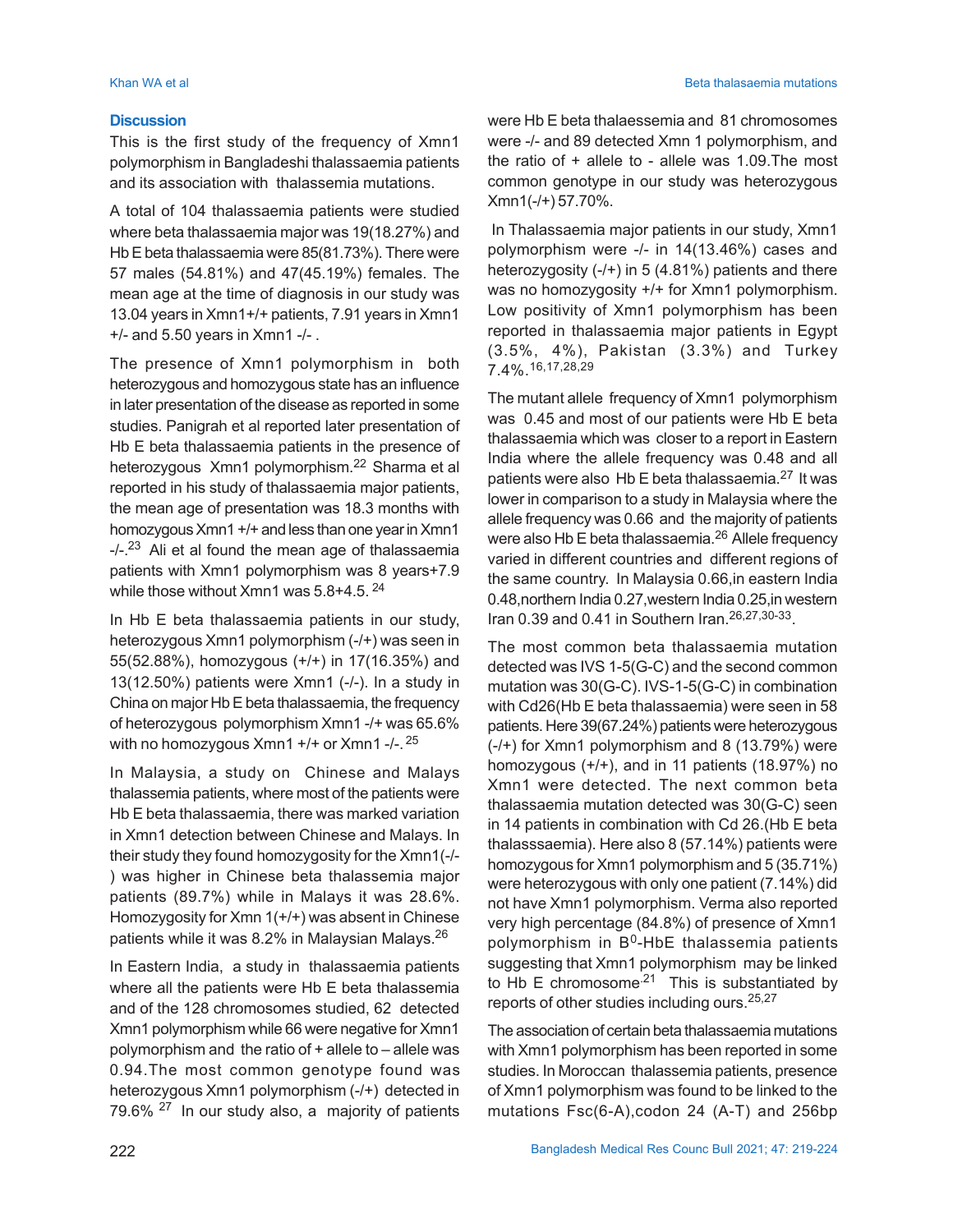## Discussion

This is the first study of the frequency of Xmn1 polymorphism in Bangladeshi thalassaemia patients and its association with thalassemia mutations.

A total of 104 thalassaemia patients were studied where beta thalassaemia major was 19(18.27%) and Hb E beta thalassaemia were 85(81.73%). There were 57 males (54.81%) and 47(45.19%) females. The mean age at the time of diagnosis in our study was 13.04 years in Xmn1+/+ patients, 7.91 years in Xmn1 +/- and 5.50 years in Xmn1 -/- .

The presence of Xmn1 polymorphism in both heterozygous and homozygous state has an influence in later presentation of the disease as reported in some studies. Panigrah et al reported later presentation of Hb E beta thalassaemia patients in the presence of heterozygous Xmn1 polymorphism.[22] Sharma et al reported in his study of thalassaemia major patients, the mean age of presentation was 18.3 months with homozygous Xmn1 +/+ and less than one year in Xmn1 -/-.[23] Ali et al found the mean age of thalassaemia patients with Xmn1 polymorphism was 8 years+7.9 while those without Xmn1 was 5.8+4.5.[24]

In Hb E beta thalassaemia patients in our study, heterozygous Xmn1 polymorphism (-/+) was seen in 55(52.88%), homozygous (+/+) in 17(16.35%) and 13(12.50%) patients were Xmn1 (-/-). In a study in China on major Hb E beta thalassaemia, the frequency of heterozygous polymorphism Xmn1 -/+ was 65.6% with no homozygous Xmn1 +/+ or Xmn1 -/-.[25]

In Malaysia, a study on Chinese and Malays thalassemia patients, where most of the patients were Hb E beta thalassaemia, there was marked variation in Xmn1 detection between Chinese and Malays. In their study they found homozygosity for the Xmn1(-/-) was higher in Chinese beta thalassemia major patients (89.7%) while in Malays it was 28.6%. Homozygosity for Xmn 1(+/+) was absent in Chinese patients while it was 8.2% in Malaysian Malays.[26]

In Eastern India, a study in thalassaemia patients where all the patients were Hb E beta thalassemia and of the 128 chromosomes studied, 62 detected Xmn1 polymorphism while 66 were negative for Xmn1 polymorphism and the ratio of + allele to – allele was 0.94.The most common genotype found was heterozygous Xmn1 polymorphism (-/+) detected in 79.6%[27] In our study also, a majority of patients were Hb E beta thalaessemia and 81 chromosomes were -/- and 89 detected Xmn 1 polymorphism, and the ratio of + allele to - allele was 1.09.The most common genotype in our study was heterozygous Xmn1(-/+) 57.70%.

In Thalassaemia major patients in our study, Xmn1 polymorphism were -/- in 14(13.46%) cases and heterozygosity (-/+) in 5 (4.81%) patients and there was no homozygosity +/+ for Xmn1 polymorphism. Low positivity of Xmn1 polymorphism has been reported in thalassaemia major patients in Egypt (3.5%, 4%), Pakistan (3.3%) and Turkey 7.4%.[16,17,28,29]

The mutant allele frequency of Xmn1 polymorphism was 0.45 and most of our patients were Hb E beta thalassaemia which was closer to a report in Eastern India where the allele frequency was 0.48 and all patients were also Hb E beta thalassaemia.[27] It was lower in comparison to a study in Malaysia where the allele frequency was 0.66 and the majority of patients were also Hb E beta thalassaemia.[26] Allele frequency varied in different countries and different regions of the same country. In Malaysia 0.66,in eastern India 0.48,northern India 0.27,western India 0.25,in western Iran 0.39 and 0.41 in Southern Iran.[26,27,30-33].

The most common beta thalassaemia mutation detected was IVS 1-5(G-C) and the second common mutation was 30(G-C). IVS-1-5(G-C) in combination with Cd26(Hb E beta thalassaemia) were seen in 58 patients. Here 39(67.24%) patients were heterozygous (-/+) for Xmn1 polymorphism and 8 (13.79%) were homozygous (+/+), and in 11 patients (18.97%) no Xmn1 were detected. The next common beta thalassaemia mutation detected was 30(G-C) seen in 14 patients in combination with Cd 26.(Hb E beta thalasssaemia). Here also 8 (57.14%) patients were homozygous for Xmn1 polymorphism and 5 (35.71%) were heterozygous with only one patient (7.14%) did not have Xmn1 polymorphism. Verma also reported very high percentage (84.8%) of presence of Xmn1 polymorphism in $B^0$-HbE thalassemia patients suggesting that Xmn1 polymorphism may be linked to Hb E chromosome.[21] This is substantiated by reports of other studies including ours.[25,27]

The association of certain beta thalassaemia mutations with Xmn1 polymorphism has been reported in some studies. In Moroccan thalassaemia patients, presence of Xmn1 polymorphism was found to be linked to the mutations Fsc(6-A),codon 24 (A-T) and 256bp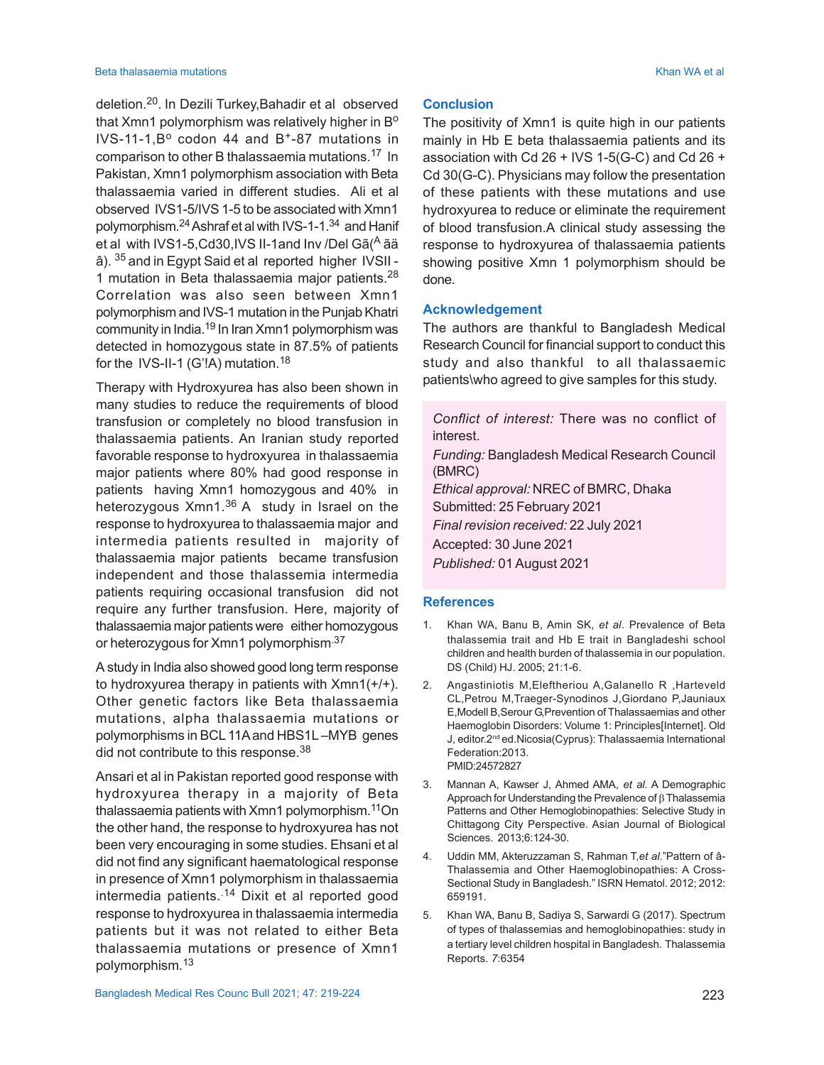deletion.[20]. In Dezili Turkey,Bahadir et al observed that Xmn1 polymorphism was relatively higher in B° IVS-11-1,B° codon 44 and B⁺-87 mutations in comparison to other B thalassaemia mutations.[17] In Pakistan, Xmn1 polymorphism association with Beta thalassaemia varied in different studies. Ali et al observed IVS1-5/IVS 1-5 to be associated with Xmn1 polymorphism.[24] Ashraf et al with IVS-1-1.[34] and Hanif et al with IVS1-5,Cd30,IVS II-1and Inv /Del Gã(ᴬ ää â). [35] and in Egypt Said et al reported higher IVSII -1 mutation in Beta thalassaemia major patients.[28] Correlation was also seen between Xmn1 polymorphism and IVS-1 mutation in the Punjab Khatri community in India.[19] In Iran Xmn1 polymorphism was detected in homozygous state in 87.5% of patients for the IVS-II-1 (G'!A) mutation.[18]

Therapy with Hydroxyurea has also been shown in many studies to reduce the requirements of blood transfusion or completely no blood transfusion in thalassaemia patients. An Iranian study reported favorable response to hydroxyurea in thalassaemia major patients where 80% had good response in patients having Xmn1 homozygous and 40% in heterozygous Xmn1.[36] A study in Israel on the response to hydroxyurea to thalassaemia major and intermedia patients resulted in majority of thalassaemia major patients became transfusion independent and those thalassemia intermedia patients requiring occasional transfusion did not require any further transfusion. Here, majority of thalassaemia major patients were either homozygous or heterozygous for Xmn1 polymorphism.[37]

A study in India also showed good long term response to hydroxyurea therapy in patients with Xmn1(+/+). Other genetic factors like Beta thalassaemia mutations, alpha thalassaemia mutations or polymorphisms in BCL 11A and HBS1L –MYB genes did not contribute to this response.[38]

Ansari et al in Pakistan reported good response with hydroxyurea therapy in a majority of Beta thalassaemia patients with Xmn1 polymorphism.[11]On the other hand, the response to hydroxyurea has not been very encouraging in some studies. Ehsani et al did not find any significant haematological response in presence of Xmn1 polymorphism in thalassaemia intermedia patients.[14] Dixit et al reported good response to hydroxyurea in thalassaemia intermedia patients but it was not related to either Beta thalassaemia mutations or presence of Xmn1 polymorphism.[13]

## Conclusion

The positivity of Xmn1 is quite high in our patients mainly in Hb E beta thalassaemia patients and its association with Cd 26 + IVS 1-5(G-C) and Cd 26 + Cd 30(G-C). Physicians may follow the presentation of these patients with these mutations and use hydroxyurea to reduce or eliminate the requirement of blood transfusion.A clinical study assessing the response to hydroxyurea of thalassaemia patients showing positive Xmn 1 polymorphism should be done.

## Acknowledgement

The authors are thankful to Bangladesh Medical Research Council for financial support to conduct this study and also thankful to all thalassaemic patients\who agreed to give samples for this study.

*Conflict of interest:* There was no conflict of interest.
*Funding:* Bangladesh Medical Research Council (BMRC)
*Ethical approval:* NREC of BMRC, Dhaka
Submitted: 25 February 2021
*Final revision received:* 22 July 2021
Accepted: 30 June 2021
*Published:* 01 August 2021

## References

1. Khan WA, Banu B, Amin SK, *et al*. Prevalence of Beta thalassaemia trait and Hb E trait in Bangladeshi school children and health burden of thalassemia in our population. DS (Child) HJ. 2005; 21:1-6.
2. Angastiniotis M,Eleftheriou A,Galanello R ,Harteveld CL,Petrou M,Traeger-Synodinos J,Giordano P,Jauniaux E,Modell B,Serour G,Prevention of Thalassaemias and other Haemoglobin Disorders: Volume 1: Principles[Internet]. Old J, editor.2nd ed.Nicosia(Cyprus): Thalassaemia International Federation:2013. PMID:24572827
3. Mannan A, Kawser J, Ahmed AMA, *et al.* A Demographic Approach for Understanding the Prevalence of β Thalassemia Patterns and Other Hemoglobinopathies: Selective Study in Chittagong City Perspective. Asian Journal of Biological Sciences. 2013;6:124-30.
4. Uddin MM, Akteruzzaman S, Rahman T,*et al.*"Pattern of â-Thalassemia and Other Haemoglobinopathies: A Cross-Sectional Study in Bangladesh." ISRN Hematol. 2012; 2012: 659191.
5. Khan WA, Banu B, Sadiya S, Sarwardi G (2017). Spectrum of types of thalassemias and hemoglobinopathies: study in a tertiary level children hospital in Bangladesh. Thalassemia Reports. 7:6354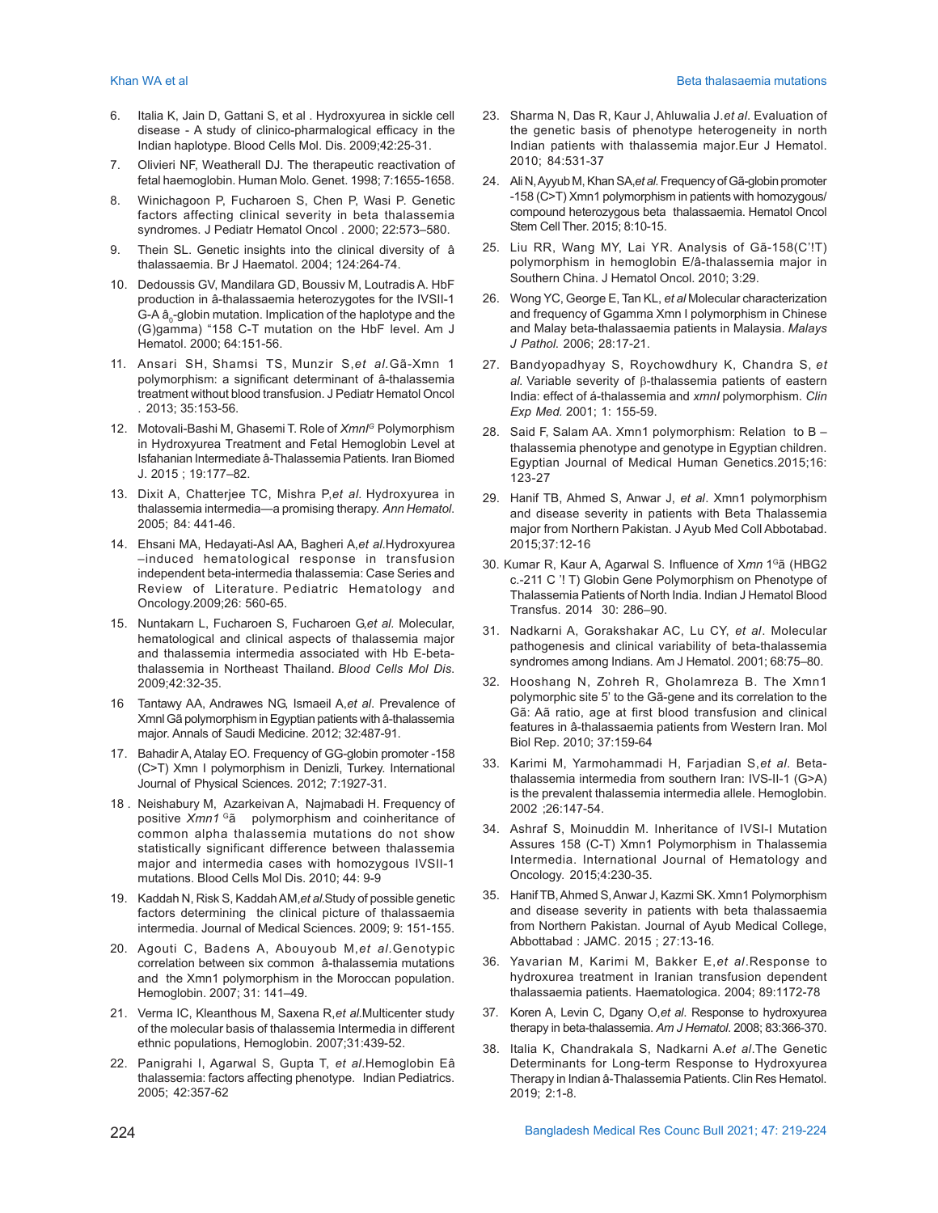6. Italia K, Jain D, Gattani S, et al . Hydroxyurea in sickle cell disease - A study of clinico-pharmalogical efficacy in the Indian haplotype. Blood Cells Mol. Dis. 2009;42:25-31.

7. Olivieri NF, Weatherall DJ. The therapeutic reactivation of fetal haemoglobin. Human Molo. Genet. 1998; 7:1655-1658.

8. Winichagoon P, Fucharoen S, Chen P, Wasi P. Genetic factors affecting clinical severity in beta thalassemia syndromes. J Pediatr Hematol Oncol . 2000; 22:573–580.

9. Thein SL. Genetic insights into the clinical diversity of â thalassaemia. Br J Haematol. 2004; 124:264-74.

10. Dedoussis GV, Mandilara GD, Boussiv M, Loutradis A. HbF production in â-thalassaemia heterozygotes for the IVSII-1 G-A $â_0$-globin mutation. Implication of the haplotype and the (G)gamma) "158 C-T mutation on the HbF level. Am J Hematol. 2000; 64:151-56.

11. Ansari SH, Shamsi TS, Munzir S,*et al*.Gã-Xmn 1 polymorphism: a significant determinant of â-thalassemia treatment without blood transfusion. J Pediatr Hematol Oncol . 2013; 35:153-56.

12. Motovali-Bashi M, Ghasemi T. Role of *XmnI*[G] Polymorphism in Hydroxyurea Treatment and Fetal Hemoglobin Level at Isfahanian Intermediate â-Thalassemia Patients. Iran Biomed J. 2015 ; 19:177–82.

13. Dixit A, Chatterjee TC, Mishra P,*et al*. Hydroxyurea in thalassemia intermedia—a promising therapy. *Ann Hematol*. 2005; 84: 441-46.

14. Ehsani MA, Hedayati-Asl AA, Bagheri A,*et al*.Hydroxyurea –induced hematological response in transfusion independent beta-intermedia thalassemia: Case Series and Review of Literature. Pediatric Hematology and Oncology.2009;26: 560-65.

15. Nuntakarn L, Fucharoen S, Fucharoen G,*et al*. Molecular, hematological and clinical aspects of thalassemia major and thalassemia intermedia associated with Hb E-beta-thalassemia in Northeast Thailand. *Blood Cells Mol Dis*. 2009;42:32-35.

16 Tantawy AA, Andrawes NG, Ismaeil A,*et al*. Prevalence of XmnI Gã polymorphism in Egyptian patients with â-thalassemia major. Annals of Saudi Medicine. 2012; 32:487-91.

17. Bahadir A, Atalay EO. Frequency of GG-globin promoter -158 (C>T) Xmn I polymorphism in Denizli, Turkey. International Journal of Physical Sciences. 2012; 7:1927-31.

18 . Neishabury M, Azarkeivan A, Najmabadi H. Frequency of positive *Xmn1* [G]ã polymorphism and coinheritance of common alpha thalassemia mutations do not show statistically significant difference between thalassemia major and intermedia cases with homozygous IVSII-1 mutations. Blood Cells Mol Dis. 2010; 44: 9-9

19. Kaddah N, Risk S, Kaddah AM,*et al*.Study of possible genetic factors determining the clinical picture of thalassemia intermedia. Journal of Medical Sciences. 2009; 9: 151-155.

20. Agouti C, Badens A, Abouyoub M,*et al*.Genotypic correlation between six common â-thalassemia mutations and the Xmn1 polymorphism in the Moroccan population. Hemoglobin. 2007; 31: 141–49.

21. Verma IC, Kleanthous M, Saxena R,*et al*.Multicenter study of the molecular basis of thalassemia Intermedia in different ethnic populations, Hemoglobin. 2007;31:439-52.

22. Panigrahi I, Agarwal S, Gupta T, *et al*.Hemoglobin Eâ thalassemia: factors affecting phenotype. Indian Pediatrics. 2005; 42:357-62

23. Sharma N, Das R, Kaur J, Ahluwalia J.*et al*. Evaluation of the genetic basis of phenotype heterogeneity in north Indian patients with thalassemia major.Eur J Hematol. 2010; 84:531-37

24. Ali N, Ayyub M, Khan SA,*et al*. Frequency of Gã-globin promoter -158 (C>T) Xmn1 polymorphism in patients with homozygous/ compound heterozygous beta thalassaemia. Hematol Oncol Stem Cell Ther. 2015; 8:10-15.

25. Liu RR, Wang MY, Lai YR. Analysis of Gã-158(C'!T) polymorphism in hemoglobin E/â-thalassemia major in Southern China. J Hematol Oncol. 2010; 3:29.

26. Wong YC, George E, Tan KL, *et al* Molecular characterization and frequency of Ggamma Xmn I polymorphism in Chinese and Malay beta-thalassaemia patients in Malaysia. *Malays J Pathol*. 2006; 28:17-21.

27. Bandyopadhyay S, Roychowdhury K, Chandra S, *et al*. Variable severity of β-thalassemia patients of eastern India: effect of á-thalassemia and *xmnI* polymorphism. *Clin Exp Med*. 2001; 1: 155-59.

28. Said F, Salam AA. Xmn1 polymorphism: Relation to B – thalassemia phenotype and genotype in Egyptian children. Egyptian Journal of Medical Human Genetics.2015;16: 123-27

29. Hanif TB, Ahmed S, Anwar J, *et al*. Xmn1 polymorphism and disease severity in patients with Beta Thalassemia major from Northern Pakistan. J Ayub Med Coll Abbotabad. 2015;37:12-16

30. Kumar R, Kaur A, Agarwal S. Influence of X*mn* 1[G]ã (HBG2 c.-211 C '! T) Globin Gene Polymorphism on Phenotype of Thalassemia Patients of North India. Indian J Hematol Blood Transfus. 2014 30: 286–90.

31. Nadkarni A, Gorakshakar AC, Lu CY, *et al*. Molecular pathogenesis and clinical variability of beta-thalassemia syndromes among Indians. Am J Hematol. 2001; 68:75–80.

32. Hooshang N, Zohreh R, Gholamreza B. The Xmn1 polymorphic site 5' to the Gã-gene and its correlation to the Gã: Aã ratio, age at first blood transfusion and clinical features in â-thalassaemia patients from Western Iran. Mol Biol Rep. 2010; 37:159-64

33. Karimi M, Yarmohammadi H, Farjadian S,*et al*. Beta-thalassemia intermedia from southern Iran: IVS-II-1 (G>A) is the prevalent thalassemia intermedia allele. Hemoglobin. 2002 ;26:147-54.

34. Ashraf S, Moinuddin M. Inheritance of IVSI-I Mutation Assures 158 (C-T) Xmn1 Polymorphism in Thalassemia Intermedia. International Journal of Hematology and Oncology. 2015;4:230-35.

35. Hanif TB, Ahmed S, Anwar J, Kazmi SK. Xmn1 Polymorphism and disease severity in patients with beta thalassemia from Northern Pakistan. Journal of Ayub Medical College, Abbottabad : JAMC. 2015 ; 27:13-16.

36. Yavarian M, Karimi M, Bakker E,*et al*.Response to hydroxyurea treatment in Iranian transfusion dependent thalassaemia patients. Haematologica. 2004; 89:1172-78

37. Koren A, Levin C, Dgany O,*et al*. Response to hydroxyurea therapy in beta-thalassemia. *Am J Hematol*. 2008; 83:366-370.

38. Italia K, Chandrakala S, Nadkarni A.*et al*.The Genetic Determinants for Long-term Response to Hydroxyurea Therapy in Indian â-Thalassemia Patients. Clin Res Hematol. 2019; 2:1-8.